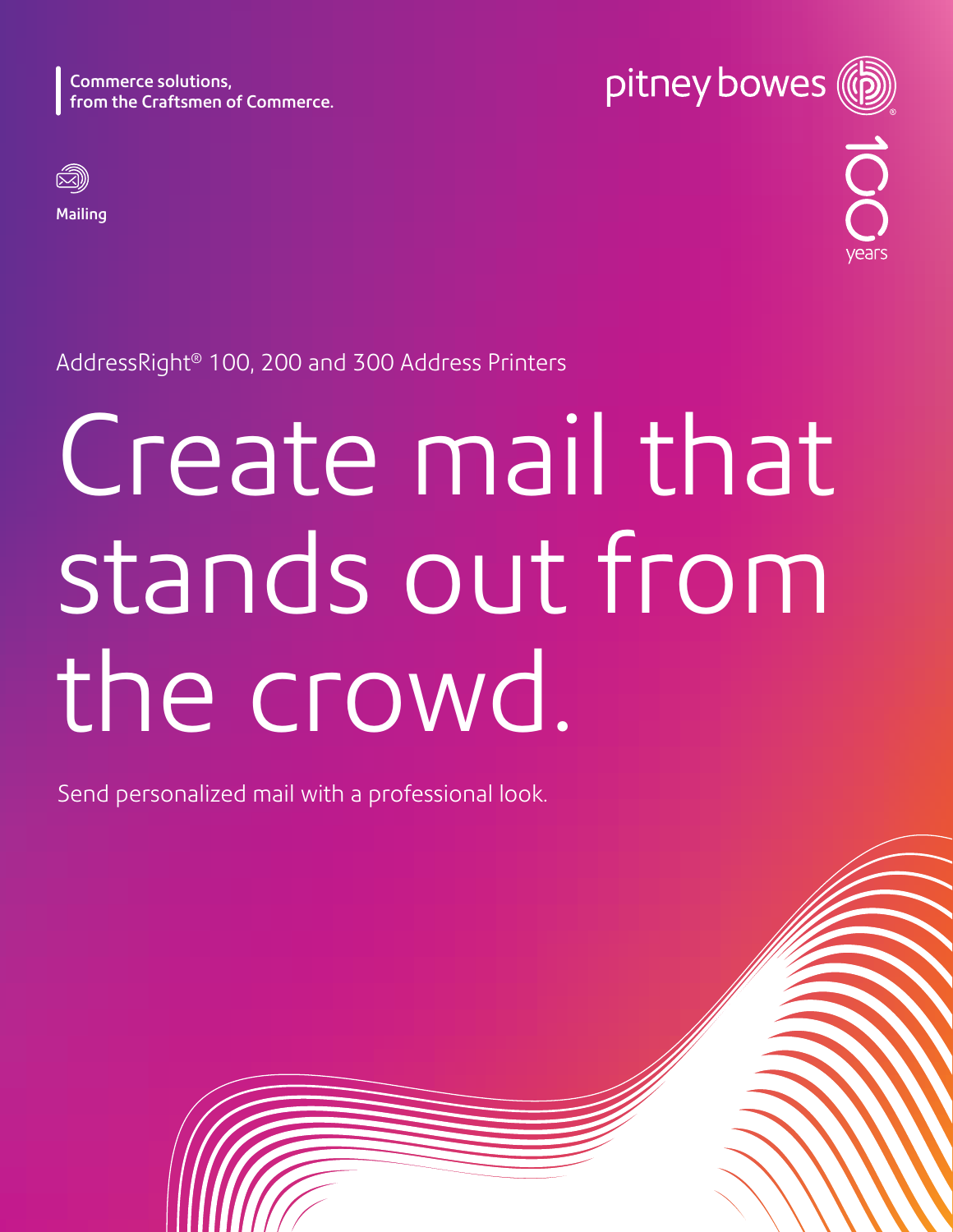Commerce solutions,
from the Craftsmen of Commerce.

pitney bowes

100 years

Mailing

AddressRight® 100, 200 and 300 Address Printers

# Create mail that stands out from the crowd.

Send personalized mail with a professional look.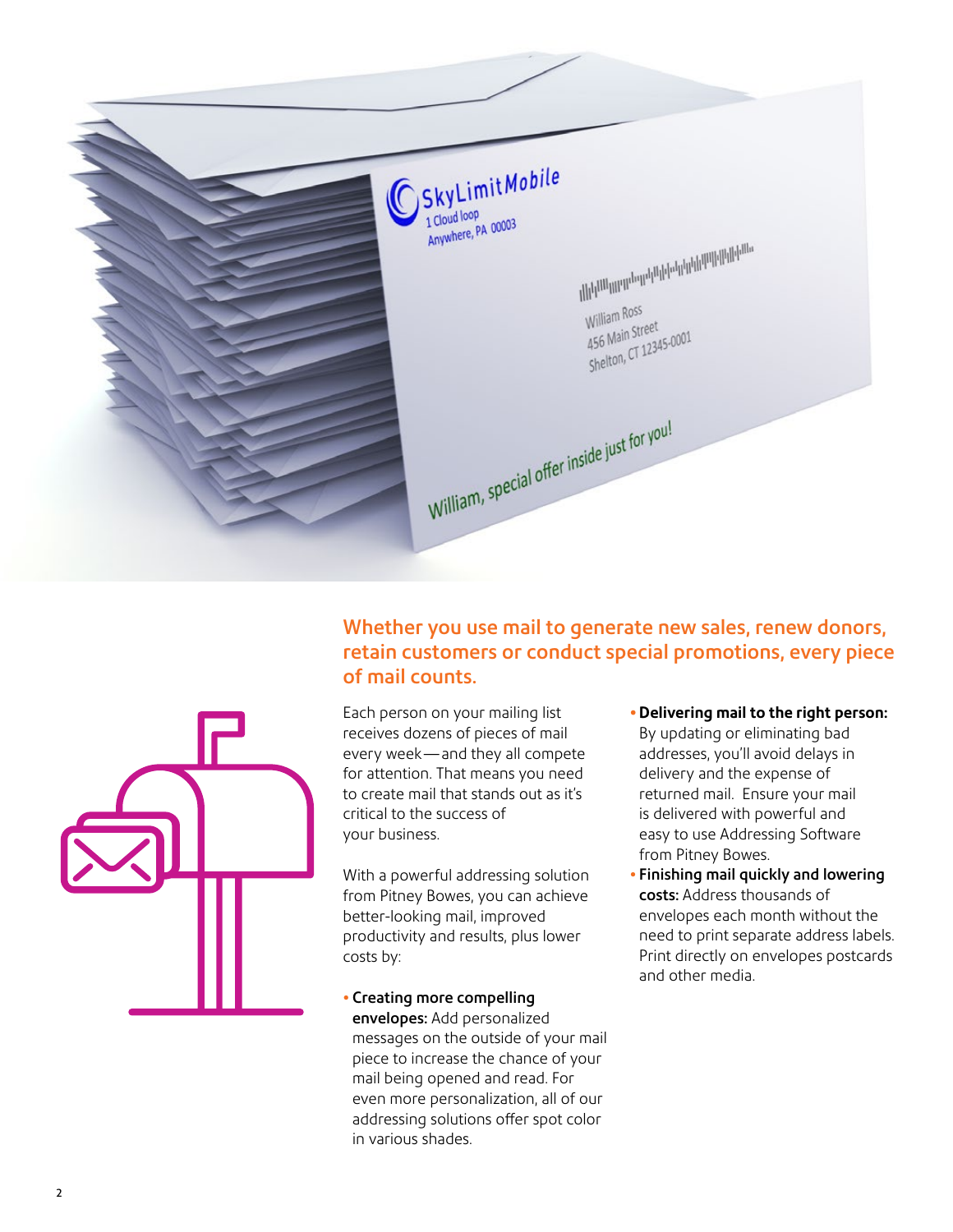## Whether you use mail to generate new sales, renew donors, retain customers or conduct special promotions, every piece of mail counts.

Each person on your mailing list receives dozens of pieces of mail every week—and they all compete for attention. That means you need to create mail that stands out as it's critical to the success of your business.

With a powerful addressing solution from Pitney Bowes, you can achieve better-looking mail, improved productivity and results, plus lower costs by:

- **Creating more compelling envelopes:** Add personalized messages on the outside of your mail piece to increase the chance of your mail being opened and read. For even more personalization, all of our addressing solutions offer spot color in various shades.
- **Delivering mail to the right person:** By updating or eliminating bad addresses, you'll avoid delays in delivery and the expense of returned mail. Ensure your mail is delivered with powerful and easy to use Addressing Software from Pitney Bowes.
- **Finishing mail quickly and lowering costs:** Address thousands of envelopes each month without the need to print separate address labels. Print directly on envelopes postcards and other media.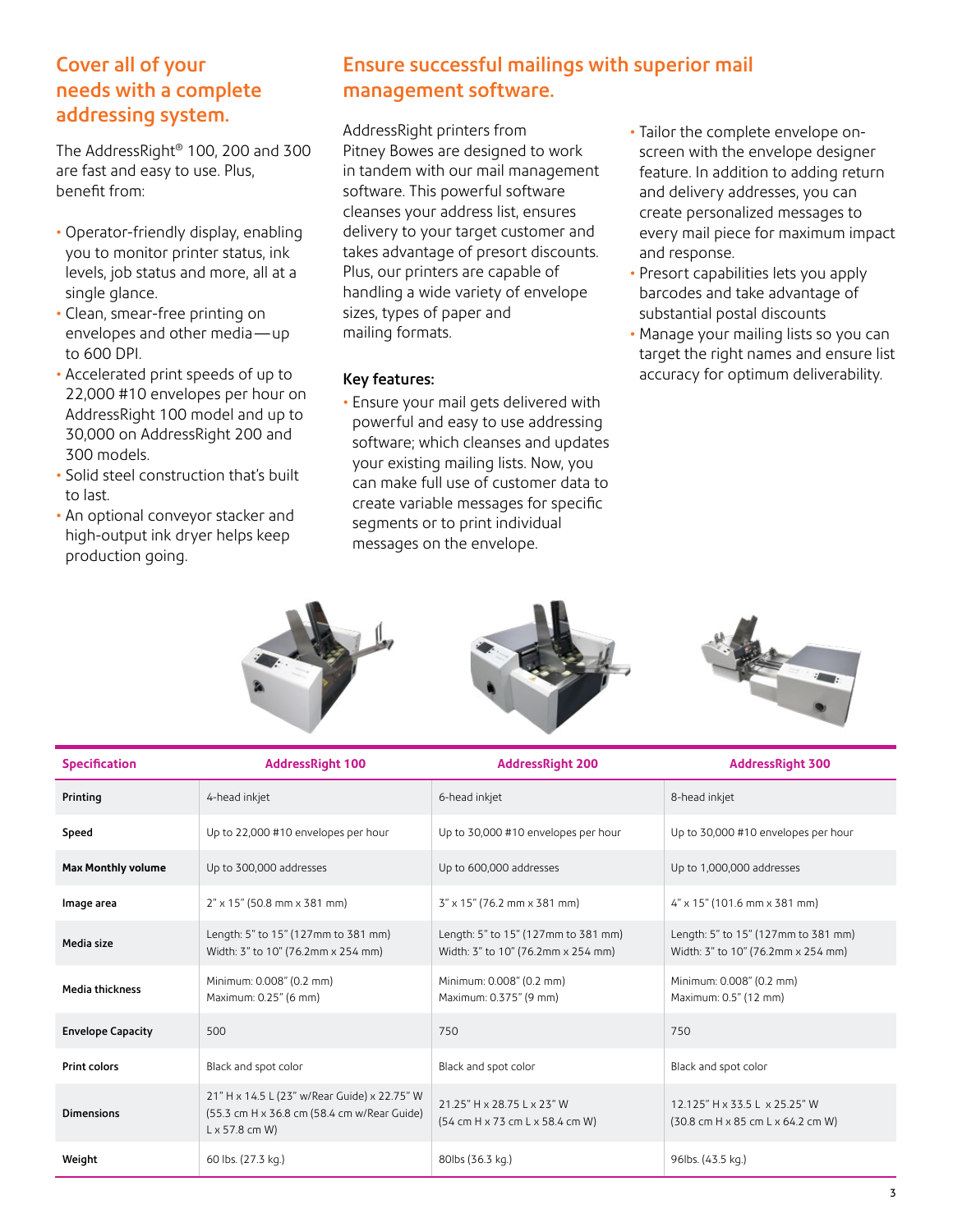## Cover all of your needs with a complete addressing system.

The AddressRight® 100, 200 and 300 are fast and easy to use. Plus, benefit from:

- Operator-friendly display, enabling you to monitor printer status, ink levels, job status and more, all at a single glance.
- Clean, smear-free printing on envelopes and other media—up to 600 DPI.
- Accelerated print speeds of up to 22,000 #10 envelopes per hour on AddressRight 100 model and up to 30,000 on AddressRight 200 and 300 models.
- Solid steel construction that's built to last.
- An optional conveyor stacker and high-output ink dryer helps keep production going.

## Ensure successful mailings with superior mail management software.

AddressRight printers from Pitney Bowes are designed to work in tandem with our mail management software. This powerful software cleanses your address list, ensures delivery to your target customer and takes advantage of presort discounts. Plus, our printers are capable of handling a wide variety of envelope sizes, types of paper and mailing formats.

### Key features:

- Ensure your mail gets delivered with powerful and easy to use addressing software; which cleanses and updates your existing mailing lists. Now, you can make full use of customer data to create variable messages for specific segments or to print individual messages on the envelope.
- Tailor the complete envelope on-screen with the envelope designer feature. In addition to adding return and delivery addresses, you can create personalized messages to every mail piece for maximum impact and response.
- Presort capabilities lets you apply barcodes and take advantage of substantial postal discounts
- Manage your mailing lists so you can target the right names and ensure list accuracy for optimum deliverability.

| Specification | AddressRight 100 | AddressRight 200 | AddressRight 300 |
|---|---|---|---|
| Printing | 4-head inkjet | 6-head inkjet | 8-head inkjet |
| Speed | Up to 22,000 #10 envelopes per hour | Up to 30,000 #10 envelopes per hour | Up to 30,000 #10 envelopes per hour |
| Max Monthly volume | Up to 300,000 addresses | Up to 600,000 addresses | Up to 1,000,000 addresses |
| Image area | 2" x 15" (50.8 mm x 381 mm) | 3" x 15" (76.2 mm x 381 mm) | 4" x 15" (101.6 mm x 381 mm) |
| Media size | Length: 5" to 15" (127mm to 381 mm)<br>Width: 3" to 10" (76.2mm x 254 mm) | Length: 5" to 15" (127mm to 381 mm)<br>Width: 3" to 10" (76.2mm x 254 mm) | Length: 5" to 15" (127mm to 381 mm)<br>Width: 3" to 10" (76.2mm x 254 mm) |
| Media thickness | Minimum: 0.008" (0.2 mm)<br>Maximum: 0.25" (6 mm) | Minimum: 0.008" (0.2 mm)<br>Maximum: 0.375" (9 mm) | Minimum: 0.008" (0.2 mm)<br>Maximum: 0.5" (12 mm) |
| Envelope Capacity | 500 | 750 | 750 |
| Print colors | Black and spot color | Black and spot color | Black and spot color |
| Dimensions | 21" H x 14.5 L (23" w/Rear Guide) x 22.75" W (55.3 cm H x 36.8 cm (58.4 cm w/Rear Guide) L x 57.8 cm W) | 21.25" H x 28.75 L x 23" W (54 cm H x 73 cm L x 58.4 cm W) | 12.125" H x 33.5 L x 25.25" W (30.8 cm H x 85 cm L x 64.2 cm W) |
| Weight | 60 lbs. (27.3 kg.) | 80lbs (36.3 kg.) | 96lbs. (43.5 kg.) |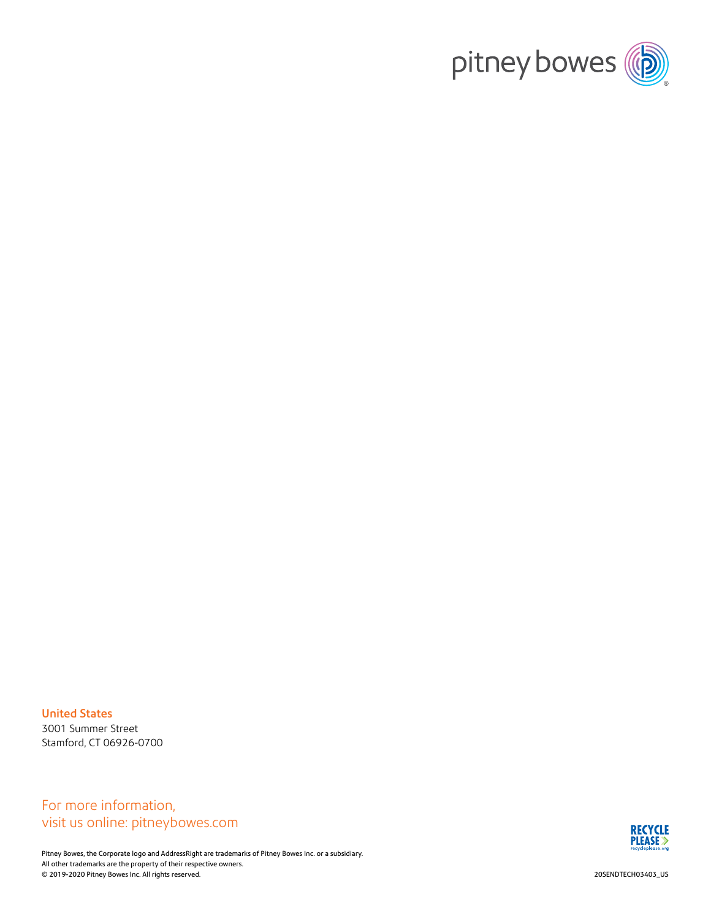**United States**

3001 Summer Street
Stamford, CT 06926-0700

For more information,
visit us online: pitneybowes.com

Pitney Bowes, the Corporate logo and AddressRight are trademarks of Pitney Bowes Inc. or a subsidiary.
All other trademarks are the property of their respective owners.
© 2019-2020 Pitney Bowes Inc. All rights reserved.

20SENDTECH03403_US